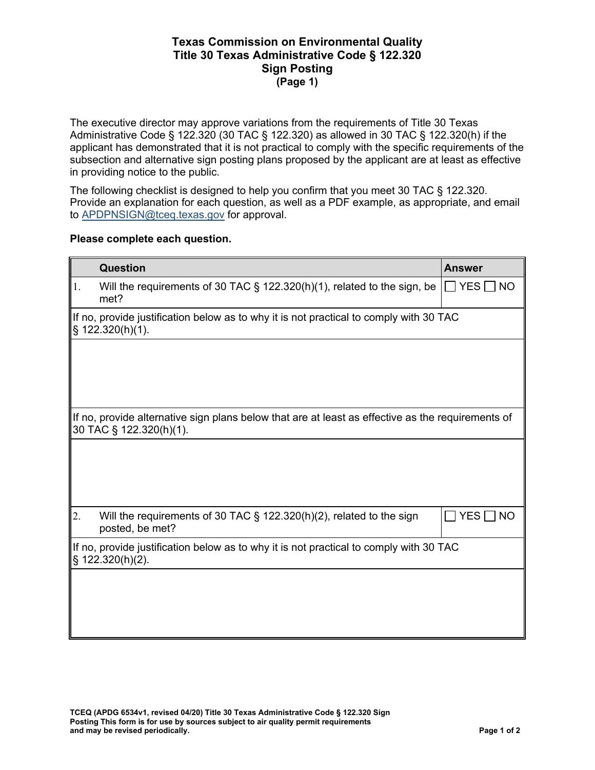# Texas Commission on Environmental Quality
## Title 30 Texas Administrative Code § 122.320
## Sign Posting
### (Page 1)

The executive director may approve variations from the requirements of Title 30 Texas Administrative Code § 122.320 (30 TAC § 122.320) as allowed in 30 TAC § 122.320(h) if the applicant has demonstrated that it is not practical to comply with the specific requirements of the subsection and alternative sign posting plans proposed by the applicant are at least as effective in providing notice to the public.

The following checklist is designed to help you confirm that you meet 30 TAC § 122.320. Provide an explanation for each question, as well as a PDF example, as appropriate, and email to APDPNSIGN@tceq.texas.gov for approval.

**Please complete each question.**

| | Question | Answer |
|---|---|---|
| 1. | Will the requirements of 30 TAC § 122.320(h)(1), related to the sign, be met? | ☐ YES ☐ NO |
| If no, provide justification below as to why it is not practical to comply with 30 TAC § 122.320(h)(1). | | |
| | | |
| If no, provide alternative sign plans below that are at least as effective as the requirements of 30 TAC § 122.320(h)(1). | | |
| | | |
| 2. | Will the requirements of 30 TAC § 122.320(h)(2), related to the sign posted, be met? | ☐ YES ☐ NO |
| If no, provide justification below as to why it is not practical to comply with 30 TAC § 122.320(h)(2). | | |
| | | |

TCEQ (APDG 6534v1, revised 04/20) Title 30 Texas Administrative Code § 122.320 Sign Posting This form is for use by sources subject to air quality permit requirements and may be revised periodically.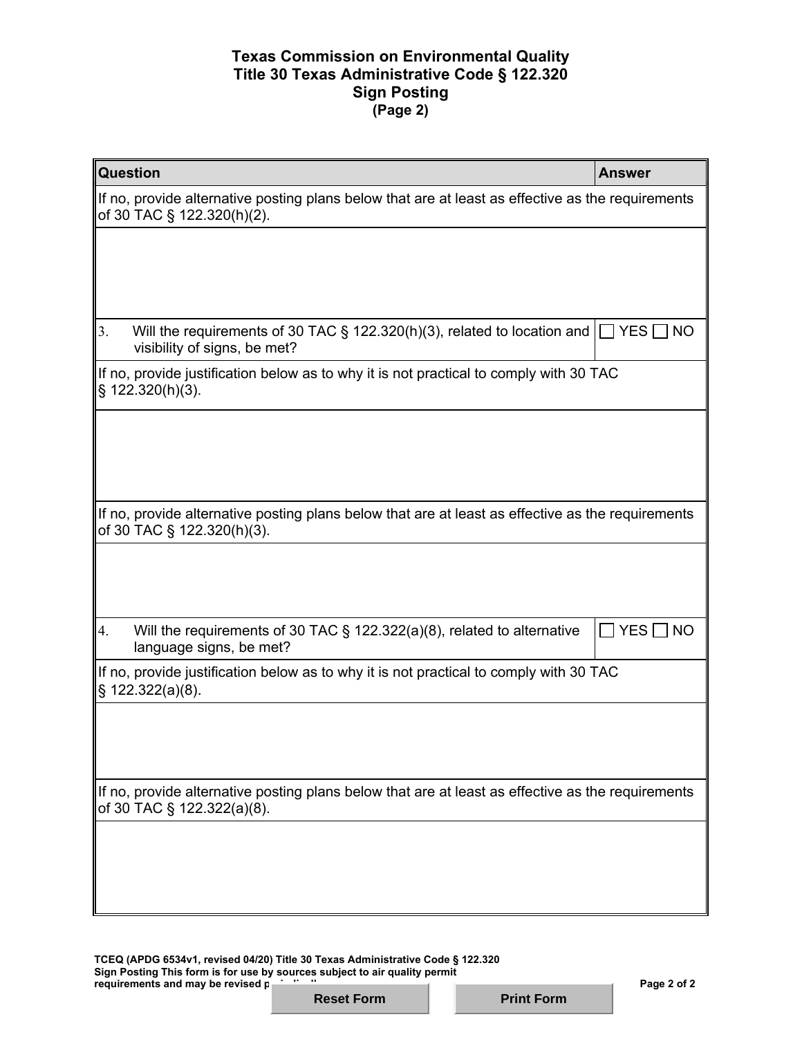# Texas Commission on Environmental Quality
# Title 30 Texas Administrative Code § 122.320
# Sign Posting
**(Page 2)**

| Question | Answer |
|---|---|
| If no, provide alternative posting plans below that are at least as effective as the requirements of 30 TAC § 122.320(h)(2). | |
| | |
| 3. Will the requirements of 30 TAC § 122.320(h)(3), related to location and visibility of signs, be met? | ☐ YES ☐ NO |
| If no, provide justification below as to why it is not practical to comply with 30 TAC § 122.320(h)(3). | |
| | |
| If no, provide alternative posting plans below that are at least as effective as the requirements of 30 TAC § 122.320(h)(3). | |
| | |
| 4. Will the requirements of 30 TAC § 122.322(a)(8), related to alternative language signs, be met? | ☐ YES ☐ NO |
| If no, provide justification below as to why it is not practical to comply with 30 TAC § 122.322(a)(8). | |
| | |
| If no, provide alternative posting plans below that are at least as effective as the requirements of 30 TAC § 122.322(a)(8). | |
| | |

**TCEQ (APDG 6534v1, revised 04/20) Title 30 Texas Administrative Code § 122.320 Sign Posting This form is for use by sources subject to air quality permit requirements and may be revised periodically.**

Reset Form | Print Form